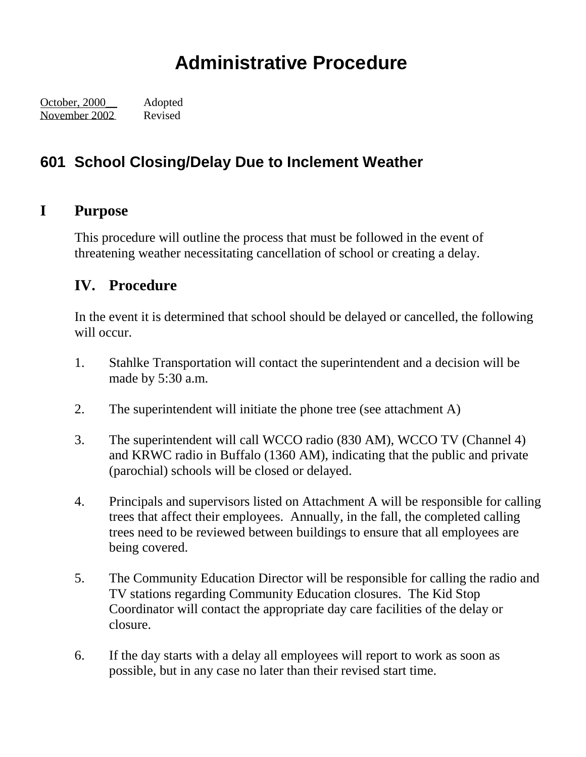# Administrative Procedure

October, 2000 Adopted
November 2002 Revised

## 601 School Closing/Delay Due to Inclement Weather

## I Purpose

This procedure will outline the process that must be followed in the event of threatening weather necessitating cancellation of school or creating a delay.

## IV. Procedure

In the event it is determined that school should be delayed or cancelled, the following will occur.

1. Stahlke Transportation will contact the superintendent and a decision will be made by 5:30 a.m.

2. The superintendent will initiate the phone tree (see attachment A)

3. The superintendent will call WCCO radio (830 AM), WCCO TV (Channel 4) and KRWC radio in Buffalo (1360 AM), indicating that the public and private (parochial) schools will be closed or delayed.

4. Principals and supervisors listed on Attachment A will be responsible for calling trees that affect their employees. Annually, in the fall, the completed calling trees need to be reviewed between buildings to ensure that all employees are being covered.

5. The Community Education Director will be responsible for calling the radio and TV stations regarding Community Education closures. The Kid Stop Coordinator will contact the appropriate day care facilities of the delay or closure.

6. If the day starts with a delay all employees will report to work as soon as possible, but in any case no later than their revised start time.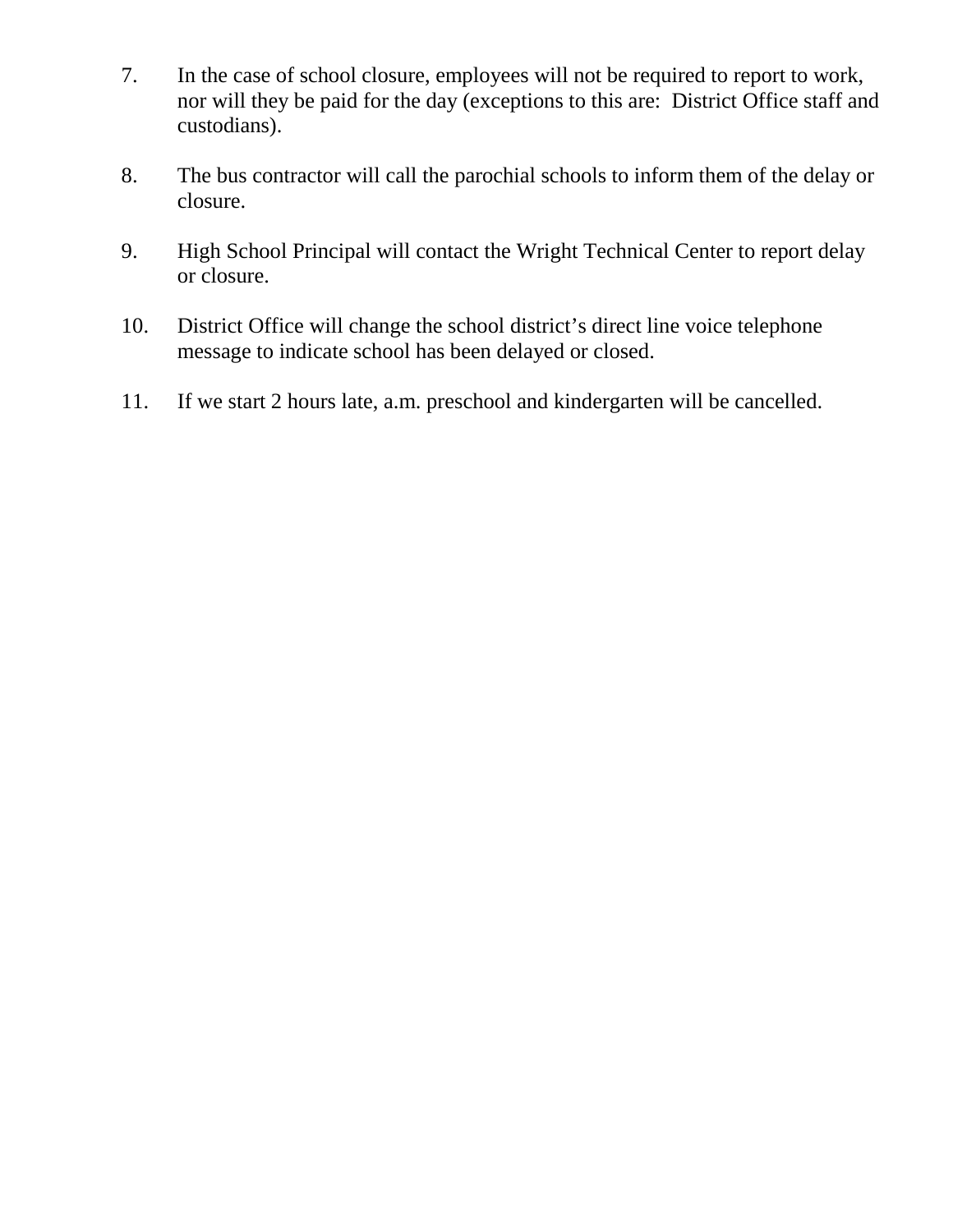7. In the case of school closure, employees will not be required to report to work, nor will they be paid for the day (exceptions to this are: District Office staff and custodians).

8. The bus contractor will call the parochial schools to inform them of the delay or closure.

9. High School Principal will contact the Wright Technical Center to report delay or closure.

10. District Office will change the school district's direct line voice telephone message to indicate school has been delayed or closed.

11. If we start 2 hours late, a.m. preschool and kindergarten will be cancelled.